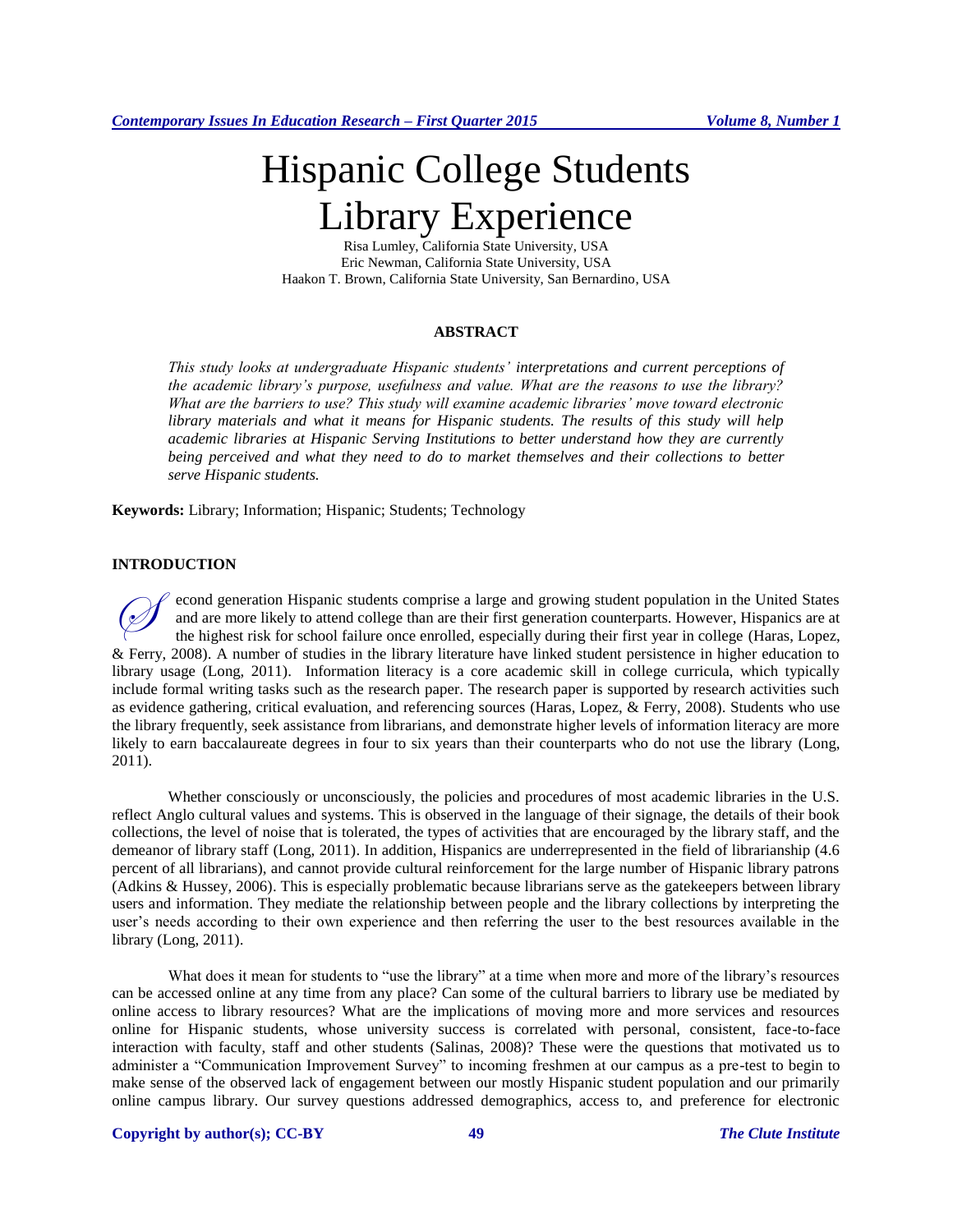# Hispanic College Students Library Experience

Risa Lumley, California State University, USA
Eric Newman, California State University, USA
Haakon T. Brown, California State University, San Bernardino, USA

## ABSTRACT

*This study looks at undergraduate Hispanic students' interpretations and current perceptions of the academic library's purpose, usefulness and value. What are the reasons to use the library? What are the barriers to use? This study will examine academic libraries' move toward electronic library materials and what it means for Hispanic students. The results of this study will help academic libraries at Hispanic Serving Institutions to better understand how they are currently being perceived and what they need to do to market themselves and their collections to better serve Hispanic students.*

**Keywords:** Library; Information; Hispanic; Students; Technology

## INTRODUCTION

Second generation Hispanic students comprise a large and growing student population in the United States and are more likely to attend college than are their first generation counterparts. However, Hispanics are at the highest risk for school failure once enrolled, especially during their first year in college (Haras, Lopez, & Ferry, 2008). A number of studies in the library literature have linked student persistence in higher education to library usage (Long, 2011). Information literacy is a core academic skill in college curricula, which typically include formal writing tasks such as the research paper. The research paper is supported by research activities such as evidence gathering, critical evaluation, and referencing sources (Haras, Lopez, & Ferry, 2008). Students who use the library frequently, seek assistance from librarians, and demonstrate higher levels of information literacy are more likely to earn baccalaureate degrees in four to six years than their counterparts who do not use the library (Long, 2011).

Whether consciously or unconsciously, the policies and procedures of most academic libraries in the U.S. reflect Anglo cultural values and systems. This is observed in the language of their signage, the details of their book collections, the level of noise that is tolerated, the types of activities that are encouraged by the library staff, and the demeanor of library staff (Long, 2011). In addition, Hispanics are underrepresented in the field of librarianship (4.6 percent of all librarians), and cannot provide cultural reinforcement for the large number of Hispanic library patrons (Adkins & Hussey, 2006). This is especially problematic because librarians serve as the gatekeepers between library users and information. They mediate the relationship between people and the library collections by interpreting the user's needs according to their own experience and then referring the user to the best resources available in the library (Long, 2011).

What does it mean for students to "use the library" at a time when more and more of the library's resources can be accessed online at any time from any place? Can some of the cultural barriers to library use be mediated by online access to library resources? What are the implications of moving more and more services and resources online for Hispanic students, whose university success is correlated with personal, consistent, face-to-face interaction with faculty, staff and other students (Salinas, 2008)? These were the questions that motivated us to administer a "Communication Improvement Survey" to incoming freshmen at our campus as a pre-test to begin to make sense of the observed lack of engagement between our mostly Hispanic student population and our primarily online campus library. Our survey questions addressed demographics, access to, and preference for electronic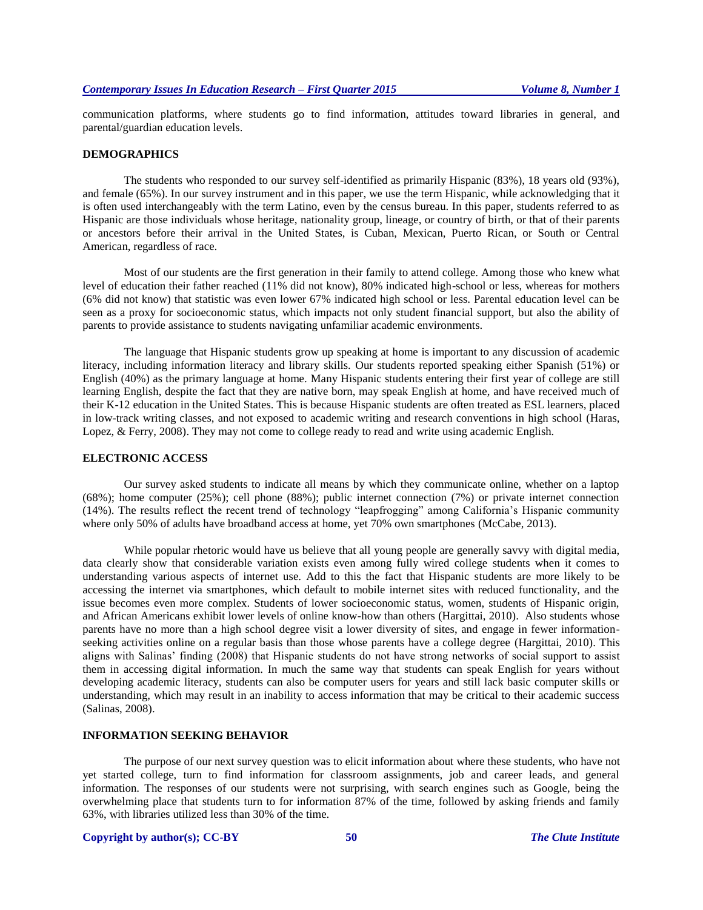communication platforms, where students go to find information, attitudes toward libraries in general, and parental/guardian education levels.

## DEMOGRAPHICS

The students who responded to our survey self-identified as primarily Hispanic (83%), 18 years old (93%), and female (65%). In our survey instrument and in this paper, we use the term Hispanic, while acknowledging that it is often used interchangeably with the term Latino, even by the census bureau. In this paper, students referred to as Hispanic are those individuals whose heritage, nationality group, lineage, or country of birth, or that of their parents or ancestors before their arrival in the United States, is Cuban, Mexican, Puerto Rican, or South or Central American, regardless of race.

Most of our students are the first generation in their family to attend college. Among those who knew what level of education their father reached (11% did not know), 80% indicated high-school or less, whereas for mothers (6% did not know) that statistic was even lower 67% indicated high school or less. Parental education level can be seen as a proxy for socioeconomic status, which impacts not only student financial support, but also the ability of parents to provide assistance to students navigating unfamiliar academic environments.

The language that Hispanic students grow up speaking at home is important to any discussion of academic literacy, including information literacy and library skills. Our students reported speaking either Spanish (51%) or English (40%) as the primary language at home. Many Hispanic students entering their first year of college are still learning English, despite the fact that they are native born, may speak English at home, and have received much of their K-12 education in the United States. This is because Hispanic students are often treated as ESL learners, placed in low-track writing classes, and not exposed to academic writing and research conventions in high school (Haras, Lopez, & Ferry, 2008). They may not come to college ready to read and write using academic English.

## ELECTRONIC ACCESS

Our survey asked students to indicate all means by which they communicate online, whether on a laptop (68%); home computer (25%); cell phone (88%); public internet connection (7%) or private internet connection (14%). The results reflect the recent trend of technology "leapfrogging" among California's Hispanic community where only 50% of adults have broadband access at home, yet 70% own smartphones (McCabe, 2013).

While popular rhetoric would have us believe that all young people are generally savvy with digital media, data clearly show that considerable variation exists even among fully wired college students when it comes to understanding various aspects of internet use. Add to this the fact that Hispanic students are more likely to be accessing the internet via smartphones, which default to mobile internet sites with reduced functionality, and the issue becomes even more complex. Students of lower socioeconomic status, women, students of Hispanic origin, and African Americans exhibit lower levels of online know-how than others (Hargittai, 2010). Also students whose parents have no more than a high school degree visit a lower diversity of sites, and engage in fewer information-seeking activities online on a regular basis than those whose parents have a college degree (Hargittai, 2010). This aligns with Salinas' finding (2008) that Hispanic students do not have strong networks of social support to assist them in accessing digital information. In much the same way that students can speak English for years without developing academic literacy, students can also be computer users for years and still lack basic computer skills or understanding, which may result in an inability to access information that may be critical to their academic success (Salinas, 2008).

## INFORMATION SEEKING BEHAVIOR

The purpose of our next survey question was to elicit information about where these students, who have not yet started college, turn to find information for classroom assignments, job and career leads, and general information. The responses of our students were not surprising, with search engines such as Google, being the overwhelming place that students turn to for information 87% of the time, followed by asking friends and family 63%, with libraries utilized less than 30% of the time.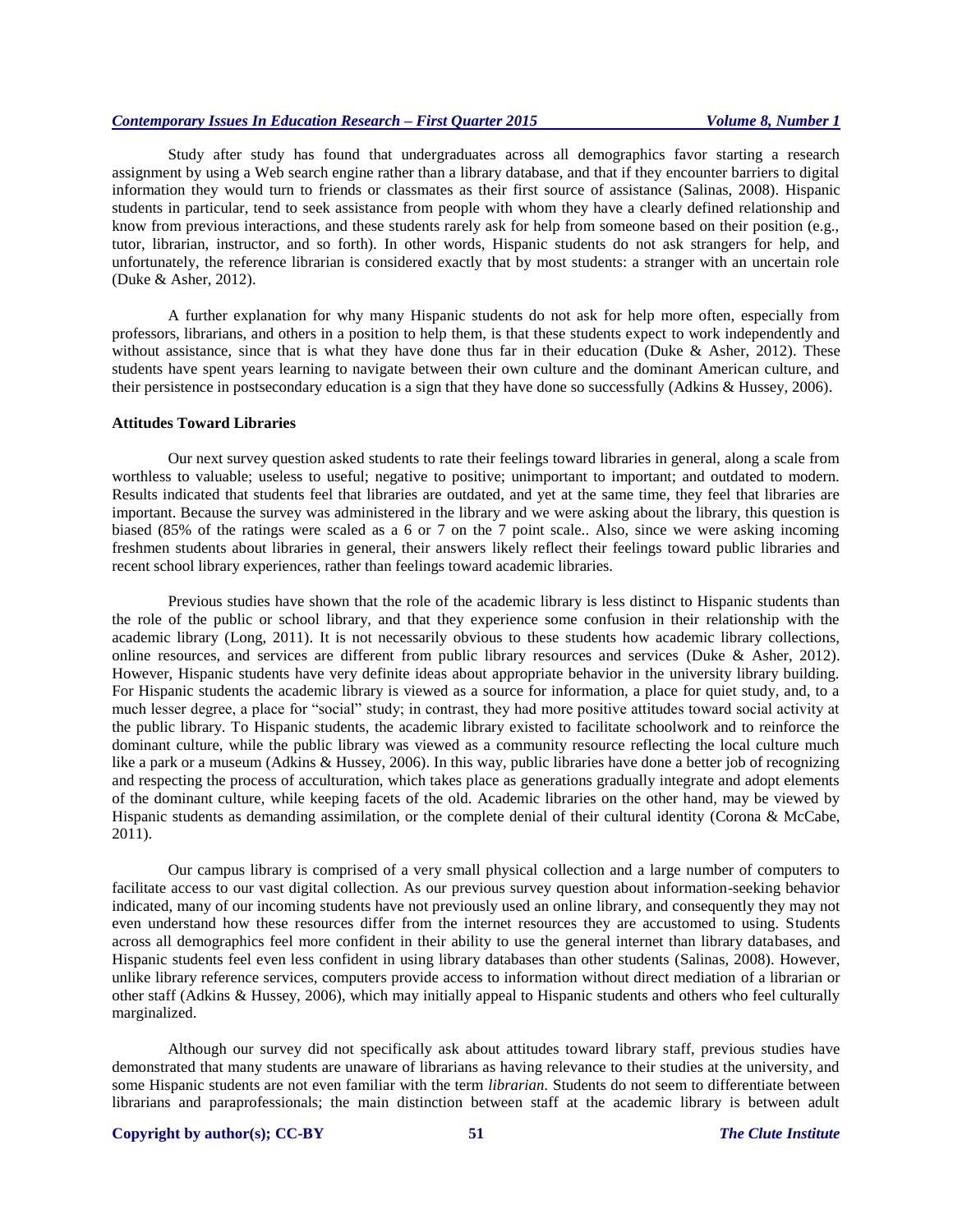Study after study has found that undergraduates across all demographics favor starting a research assignment by using a Web search engine rather than a library database, and that if they encounter barriers to digital information they would turn to friends or classmates as their first source of assistance (Salinas, 2008). Hispanic students in particular, tend to seek assistance from people with whom they have a clearly defined relationship and know from previous interactions, and these students rarely ask for help from someone based on their position (e.g., tutor, librarian, instructor, and so forth). In other words, Hispanic students do not ask strangers for help, and unfortunately, the reference librarian is considered exactly that by most students: a stranger with an uncertain role (Duke & Asher, 2012).

A further explanation for why many Hispanic students do not ask for help more often, especially from professors, librarians, and others in a position to help them, is that these students expect to work independently and without assistance, since that is what they have done thus far in their education (Duke & Asher, 2012). These students have spent years learning to navigate between their own culture and the dominant American culture, and their persistence in postsecondary education is a sign that they have done so successfully (Adkins & Hussey, 2006).

### Attitudes Toward Libraries

Our next survey question asked students to rate their feelings toward libraries in general, along a scale from worthless to valuable; useless to useful; negative to positive; unimportant to important; and outdated to modern. Results indicated that students feel that libraries are outdated, and yet at the same time, they feel that libraries are important. Because the survey was administered in the library and we were asking about the library, this question is biased (85% of the ratings were scaled as a 6 or 7 on the 7 point scale.. Also, since we were asking incoming freshmen students about libraries in general, their answers likely reflect their feelings toward public libraries and recent school library experiences, rather than feelings toward academic libraries.

Previous studies have shown that the role of the academic library is less distinct to Hispanic students than the role of the public or school library, and that they experience some confusion in their relationship with the academic library (Long, 2011). It is not necessarily obvious to these students how academic library collections, online resources, and services are different from public library resources and services (Duke & Asher, 2012). However, Hispanic students have very definite ideas about appropriate behavior in the university library building. For Hispanic students the academic library is viewed as a source for information, a place for quiet study, and, to a much lesser degree, a place for "social" study; in contrast, they had more positive attitudes toward social activity at the public library. To Hispanic students, the academic library existed to facilitate schoolwork and to reinforce the dominant culture, while the public library was viewed as a community resource reflecting the local culture much like a park or a museum (Adkins & Hussey, 2006). In this way, public libraries have done a better job of recognizing and respecting the process of acculturation, which takes place as generations gradually integrate and adopt elements of the dominant culture, while keeping facets of the old. Academic libraries on the other hand, may be viewed by Hispanic students as demanding assimilation, or the complete denial of their cultural identity (Corona & McCabe, 2011).

Our campus library is comprised of a very small physical collection and a large number of computers to facilitate access to our vast digital collection. As our previous survey question about information-seeking behavior indicated, many of our incoming students have not previously used an online library, and consequently they may not even understand how these resources differ from the internet resources they are accustomed to using. Students across all demographics feel more confident in their ability to use the general internet than library databases, and Hispanic students feel even less confident in using library databases than other students (Salinas, 2008). However, unlike library reference services, computers provide access to information without direct mediation of a librarian or other staff (Adkins & Hussey, 2006), which may initially appeal to Hispanic students and others who feel culturally marginalized.

Although our survey did not specifically ask about attitudes toward library staff, previous studies have demonstrated that many students are unaware of librarians as having relevance to their studies at the university, and some Hispanic students are not even familiar with the term *librarian*. Students do not seem to differentiate between librarians and paraprofessionals; the main distinction between staff at the academic library is between adult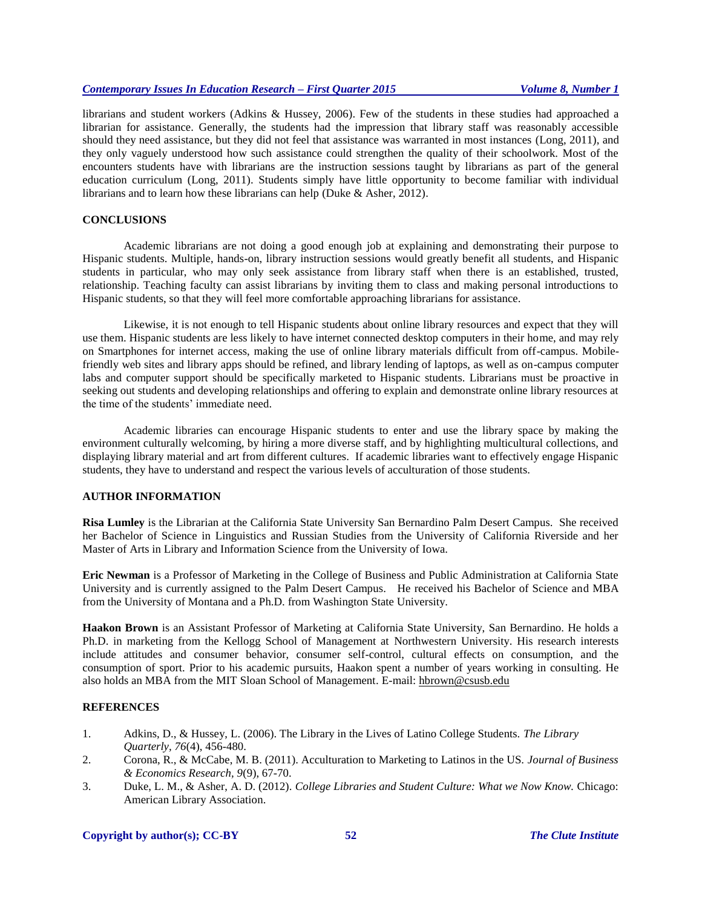librarians and student workers (Adkins & Hussey, 2006). Few of the students in these studies had approached a librarian for assistance. Generally, the students had the impression that library staff was reasonably accessible should they need assistance, but they did not feel that assistance was warranted in most instances (Long, 2011), and they only vaguely understood how such assistance could strengthen the quality of their schoolwork. Most of the encounters students have with librarians are the instruction sessions taught by librarians as part of the general education curriculum (Long, 2011). Students simply have little opportunity to become familiar with individual librarians and to learn how these librarians can help (Duke & Asher, 2012).

## CONCLUSIONS

Academic librarians are not doing a good enough job at explaining and demonstrating their purpose to Hispanic students. Multiple, hands-on, library instruction sessions would greatly benefit all students, and Hispanic students in particular, who may only seek assistance from library staff when there is an established, trusted, relationship. Teaching faculty can assist librarians by inviting them to class and making personal introductions to Hispanic students, so that they will feel more comfortable approaching librarians for assistance.

Likewise, it is not enough to tell Hispanic students about online library resources and expect that they will use them. Hispanic students are less likely to have internet connected desktop computers in their home, and may rely on Smartphones for internet access, making the use of online library materials difficult from off-campus. Mobile-friendly web sites and library apps should be refined, and library lending of laptops, as well as on-campus computer labs and computer support should be specifically marketed to Hispanic students. Librarians must be proactive in seeking out students and developing relationships and offering to explain and demonstrate online library resources at the time of the students' immediate need.

Academic libraries can encourage Hispanic students to enter and use the library space by making the environment culturally welcoming, by hiring a more diverse staff, and by highlighting multicultural collections, and displaying library material and art from different cultures. If academic libraries want to effectively engage Hispanic students, they have to understand and respect the various levels of acculturation of those students.

## AUTHOR INFORMATION

**Risa Lumley** is the Librarian at the California State University San Bernardino Palm Desert Campus. She received her Bachelor of Science in Linguistics and Russian Studies from the University of California Riverside and her Master of Arts in Library and Information Science from the University of Iowa.

**Eric Newman** is a Professor of Marketing in the College of Business and Public Administration at California State University and is currently assigned to the Palm Desert Campus. He received his Bachelor of Science and MBA from the University of Montana and a Ph.D. from Washington State University.

**Haakon Brown** is an Assistant Professor of Marketing at California State University, San Bernardino. He holds a Ph.D. in marketing from the Kellogg School of Management at Northwestern University. His research interests include attitudes and consumer behavior, consumer self-control, cultural effects on consumption, and the consumption of sport. Prior to his academic pursuits, Haakon spent a number of years working in consulting. He also holds an MBA from the MIT Sloan School of Management. E-mail: hbrown@csusb.edu

## REFERENCES

1. Adkins, D., & Hussey, L. (2006). The Library in the Lives of Latino College Students. *The Library Quarterly, 76*(4), 456-480.
2. Corona, R., & McCabe, M. B. (2011). Acculturation to Marketing to Latinos in the US. *Journal of Business & Economics Research, 9*(9), 67-70.
3. Duke, L. M., & Asher, A. D. (2012). *College Libraries and Student Culture: What we Now Know.* Chicago: American Library Association.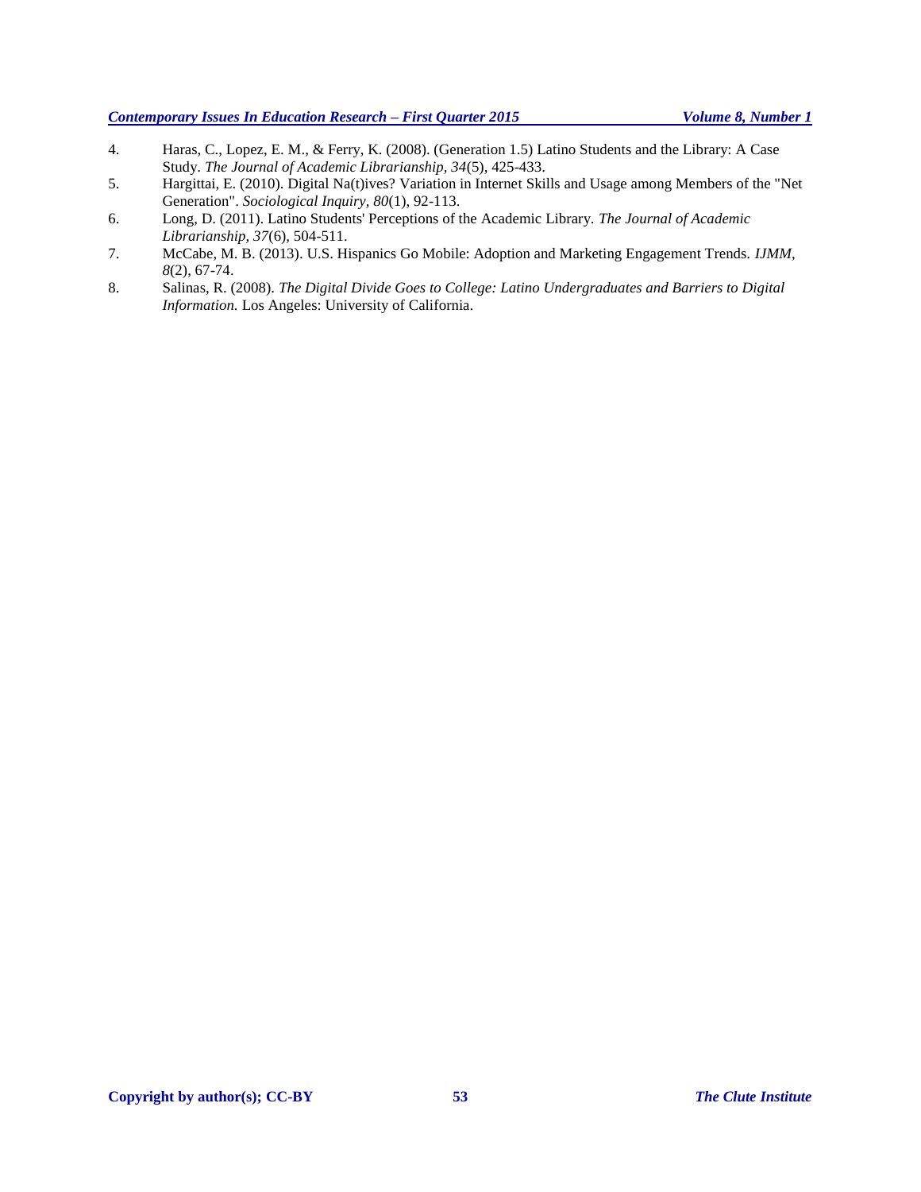4. Haras, C., Lopez, E. M., & Ferry, K. (2008). (Generation 1.5) Latino Students and the Library: A Case Study. *The Journal of Academic Librarianship, 34*(5), 425-433.
5. Hargittai, E. (2010). Digital Na(t)ives? Variation in Internet Skills and Usage among Members of the "Net Generation". *Sociological Inquiry, 80*(1), 92-113.
6. Long, D. (2011). Latino Students' Perceptions of the Academic Library. *The Journal of Academic Librarianship, 37*(6), 504-511.
7. McCabe, M. B. (2013). U.S. Hispanics Go Mobile: Adoption and Marketing Engagement Trends. *IJMM, 8*(2), 67-74.
8. Salinas, R. (2008). *The Digital Divide Goes to College: Latino Undergraduates and Barriers to Digital Information.* Los Angeles: University of California.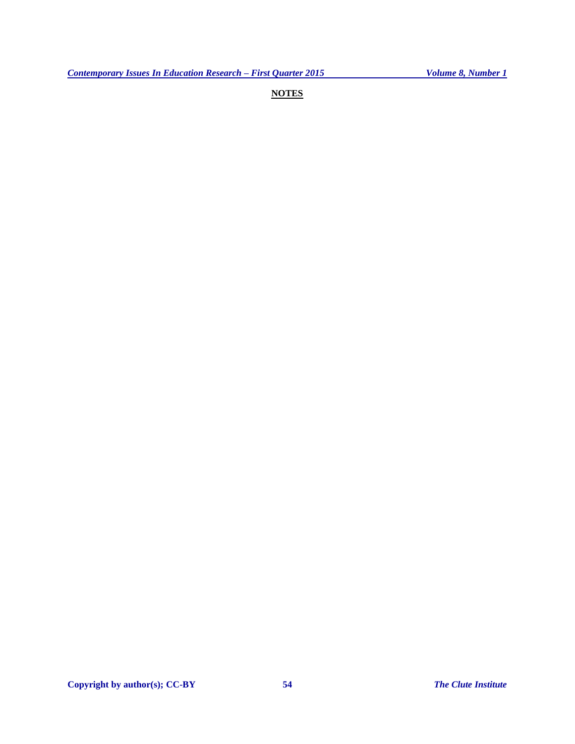**NOTES**